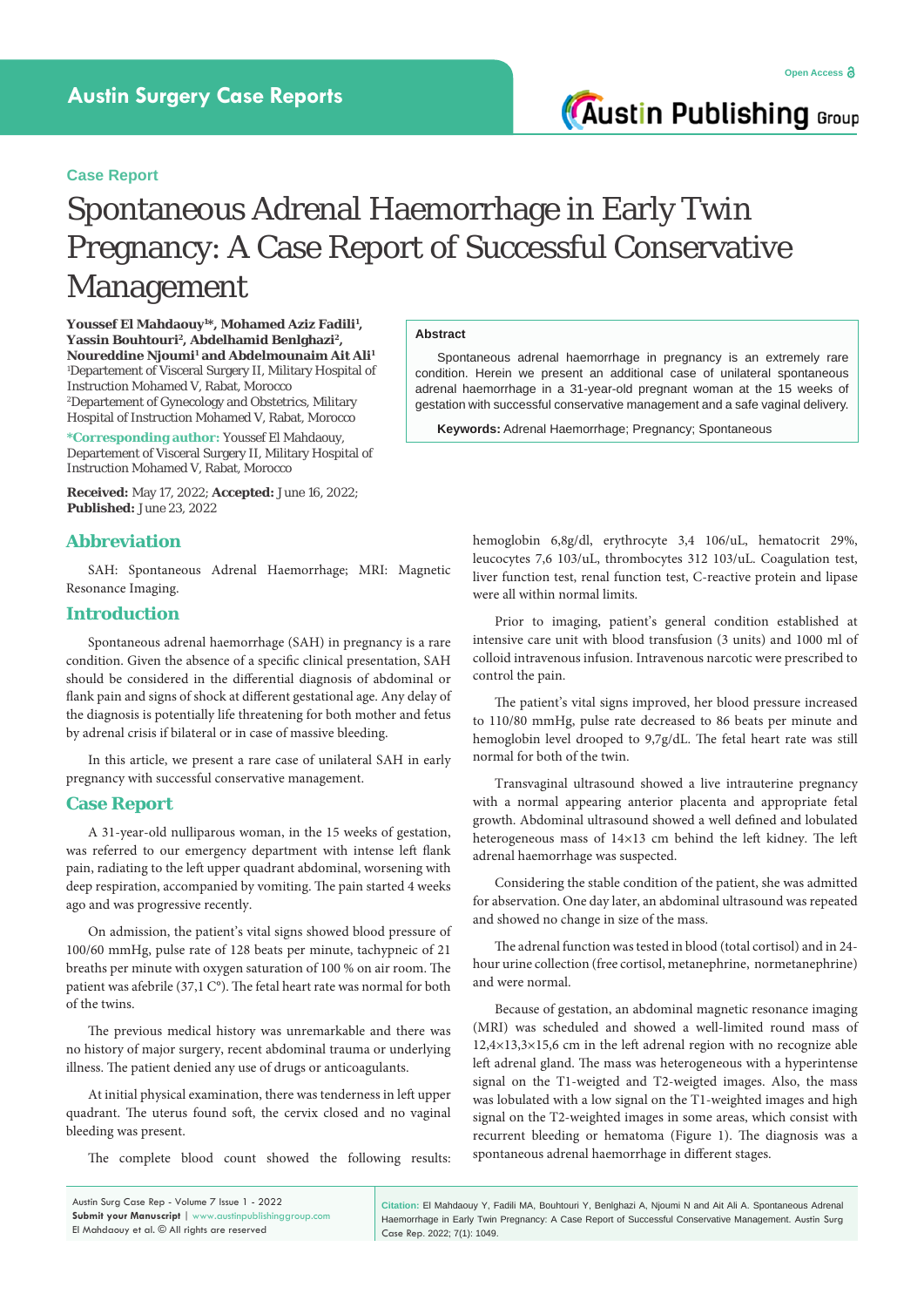**Case Report**

# Spontaneous Adrenal Haemorrhage in Early Twin Pregnancy: A Case Report of Successful Conservative Management

**Youssef El Mahdaouy[1*], Mohamed Aziz Fadili[1], Yassin Bouhtouri[2], Abdelhamid Benlghazi[2], Noureddine Njoumi[1] and Abdelmounaim Ait Ali[1]**

[1]Departement of Visceral Surgery II, Military Hospital of Instruction Mohamed V, Rabat, Morocco

[2]Departement of Gynecology and Obstetrics, Military Hospital of Instruction Mohamed V, Rabat, Morocco

***Corresponding author:** Youssef El Mahdaouy, Departement of Visceral Surgery II, Military Hospital of Instruction Mohamed V, Rabat, Morocco

**Received:** May 17, 2022; **Accepted:** June 16, 2022; **Published:** June 23, 2022

## Abstract

Spontaneous adrenal haemorrhage in pregnancy is an extremely rare condition. Herein we present an additional case of unilateral spontaneous adrenal haemorrhage in a 31-year-old pregnant woman at the 15 weeks of gestation with successful conservative management and a safe vaginal delivery.

**Keywords:** Adrenal Haemorrhage; Pregnancy; Spontaneous

## Abbreviation

SAH: Spontaneous Adrenal Haemorrhage; MRI: Magnetic Resonance Imaging.

## Introduction

Spontaneous adrenal haemorrhage (SAH) in pregnancy is a rare condition. Given the absence of a specific clinical presentation, SAH should be considered in the differential diagnosis of abdominal or flank pain and signs of shock at different gestational age. Any delay of the diagnosis is potentially life threatening for both mother and fetus by adrenal crisis if bilateral or in case of massive bleeding.

In this article, we present a rare case of unilateral SAH in early pregnancy with successful conservative management.

## Case Report

A 31-year-old nulliparous woman, in the 15 weeks of gestation, was referred to our emergency department with intense left flank pain, radiating to the left upper quadrant abdominal, worsening with deep respiration, accompanied by vomiting. The pain started 4 weeks ago and was progressive recently.

On admission, the patient's vital signs showed blood pressure of 100/60 mmHg, pulse rate of 128 beats per minute, tachypneic of 21 breaths per minute with oxygen saturation of 100 % on air room. The patient was afebrile (37,1 C°). The fetal heart rate was normal for both of the twins.

The previous medical history was unremarkable and there was no history of major surgery, recent abdominal trauma or underlying illness. The patient denied any use of drugs or anticoagulants.

At initial physical examination, there was tenderness in left upper quadrant. The uterus found soft, the cervix closed and no vaginal bleeding was present.

The complete blood count showed the following results: hemoglobin 6,8g/dl, erythrocyte 3,4 106/uL, hematocrit 29%, leucocytes 7,6 103/uL, thrombocytes 312 103/uL. Coagulation test, liver function test, renal function test, C-reactive protein and lipase were all within normal limits.

Prior to imaging, patient's general condition established at intensive care unit with blood transfusion (3 units) and 1000 ml of colloid intravenous infusion. Intravenous narcotic were prescribed to control the pain.

The patient's vital signs improved, her blood pressure increased to 110/80 mmHg, pulse rate decreased to 86 beats per minute and hemoglobin level drooped to 9,7g/dL. The fetal heart rate was still normal for both of the twin.

Transvaginal ultrasound showed a live intrauterine pregnancy with a normal appearing anterior placenta and appropriate fetal growth. Abdominal ultrasound showed a well defined and lobulated heterogeneous mass of 14×13 cm behind the left kidney. The left adrenal haemorrhage was suspected.

Considering the stable condition of the patient, she was admitted for observation. One day later, an abdominal ultrasound was repeated and showed no change in size of the mass.

The adrenal function was tested in blood (total cortisol) and in 24-hour urine collection (free cortisol, metanephrine, normetanephrine) and were normal.

Because of gestation, an abdominal magnetic resonance imaging (MRI) was scheduled and showed a well-limited round mass of 12,4×13,3×15,6 cm in the left adrenal region with no recognize able left adrenal gland. The mass was heterogeneous with a hyperintense signal on the T1-weigted and T2-weigted images. Also, the mass was lobulated with a low signal on the T1-weighted images and high signal on the T2-weighted images in some areas, which consist with recurrent bleeding or hematoma (Figure 1). The diagnosis was a spontaneous adrenal haemorrhage in different stages.

**Citation:** El Mahdaouy Y, Fadili MA, Bouhtouri Y, Benlghazi A, Njoumi N and Ait Ali A. Spontaneous Adrenal Haemorrhage in Early Twin Pregnancy: A Case Report of Successful Conservative Management. Austin Surg Case Rep. 2022; 7(1): 1049.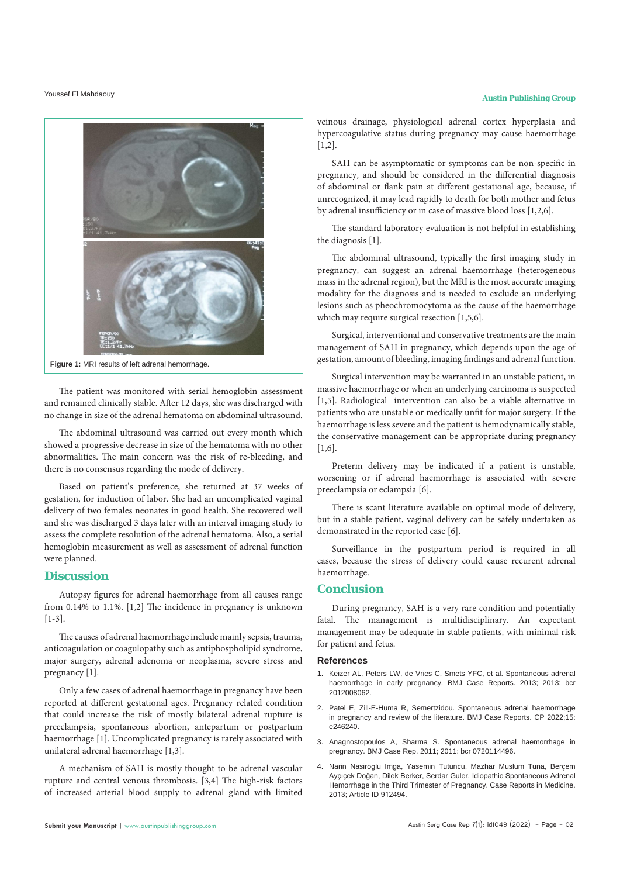Figure 1: MRI results of left adrenal hemorrhage.

The patient was monitored with serial hemoglobin assessment and remained clinically stable. After 12 days, she was discharged with no change in size of the adrenal hematoma on abdominal ultrasound.

The abdominal ultrasound was carried out every month which showed a progressive decrease in size of the hematoma with no other abnormalities. The main concern was the risk of re-bleeding, and there is no consensus regarding the mode of delivery.

Based on patient's preference, she returned at 37 weeks of gestation, for induction of labor. She had an uncomplicated vaginal delivery of two females neonates in good health. She recovered well and she was discharged 3 days later with an interval imaging study to assess the complete resolution of the adrenal hematoma. Also, a serial hemoglobin measurement as well as assessment of adrenal function were planned.

## Discussion

Autopsy figures for adrenal haemorrhage from all causes range from 0.14% to 1.1%. [1,2] The incidence in pregnancy is unknown [1-3].

The causes of adrenal haemorrhage include mainly sepsis, trauma, anticoagulation or coagulopathy such as antiphospholipid syndrome, major surgery, adrenal adenoma or neoplasma, severe stress and pregnancy [1].

Only a few cases of adrenal haemorrhage in pregnancy have been reported at different gestational ages. Pregnancy related condition that could increase the risk of mostly bilateral adrenal rupture is preeclampsia, spontaneous abortion, antepartum or postpartum haemorrhage [1]. Uncomplicated pregnancy is rarely associated with unilateral adrenal haemorrhage [1,3].

A mechanism of SAH is mostly thought to be adrenal vascular rupture and central venous thrombosis. [3,4] The high-risk factors of increased arterial blood supply to adrenal gland with limited veinous drainage, physiological adrenal cortex hyperplasia and hypercoagulative status during pregnancy may cause haemorrhage [1,2].

SAH can be asymptomatic or symptoms can be non-specific in pregnancy, and should be considered in the differential diagnosis of abdominal or flank pain at different gestational age, because, if unrecognized, it may lead rapidly to death for both mother and fetus by adrenal insufficiency or in case of massive blood loss [1,2,6].

The standard laboratory evaluation is not helpful in establishing the diagnosis [1].

The abdominal ultrasound, typically the first imaging study in pregnancy, can suggest an adrenal haemorrhage (heterogeneous mass in the adrenal region), but the MRI is the most accurate imaging modality for the diagnosis and is needed to exclude an underlying lesions such as pheochromocytoma as the cause of the haemorrhage which may require surgical resection [1,5,6].

Surgical, interventional and conservative treatments are the main management of SAH in pregnancy, which depends upon the age of gestation, amount of bleeding, imaging findings and adrenal function.

Surgical intervention may be warranted in an unstable patient, in massive haemorrhage or when an underlying carcinoma is suspected [1,5]. Radiological intervention can also be a viable alternative in patients who are unstable or medically unfit for major surgery. If the haemorrhage is less severe and the patient is hemodynamically stable, the conservative management can be appropriate during pregnancy [1,6].

Preterm delivery may be indicated if a patient is unstable, worsening or if adrenal haemorrhage is associated with severe preeclampsia or eclampsia [6].

There is scant literature available on optimal mode of delivery, but in a stable patient, vaginal delivery can be safely undertaken as demonstrated in the reported case [6].

Surveillance in the postpartum period is required in all cases, because the stress of delivery could cause recurent adrenal haemorrhage.

## Conclusion

During pregnancy, SAH is a very rare condition and potentially fatal. The management is multidisciplinary. An expectant management may be adequate in stable patients, with minimal risk for patient and fetus.

### References

1. Keizer AL, Peters LW, de Vries C, Smets YFC, et al. Spontaneous adrenal haemorrhage in early pregnancy. BMJ Case Reports. 2013; 2013: bcr 2012008062.
2. Patel E, Zill-E-Huma R, Semertzidou. Spontaneous adrenal haemorrhage in pregnancy and review of the literature. BMJ Case Reports. CP 2022;15: e246240.
3. Anagnostopoulos A, Sharma S. Spontaneous adrenal haemorrhage in pregnancy. BMJ Case Rep. 2011; 2011: bcr 0720114496.
4. Narin Nasiroglu Imga, Yasemin Tutuncu, Mazhar Muslum Tuna, Berçem Ayçiçek Doğan, Dilek Berker, Serdar Guler. Idiopathic Spontaneous Adrenal Hemorrhage in the Third Trimester of Pregnancy. Case Reports in Medicine. 2013; Article ID 912494.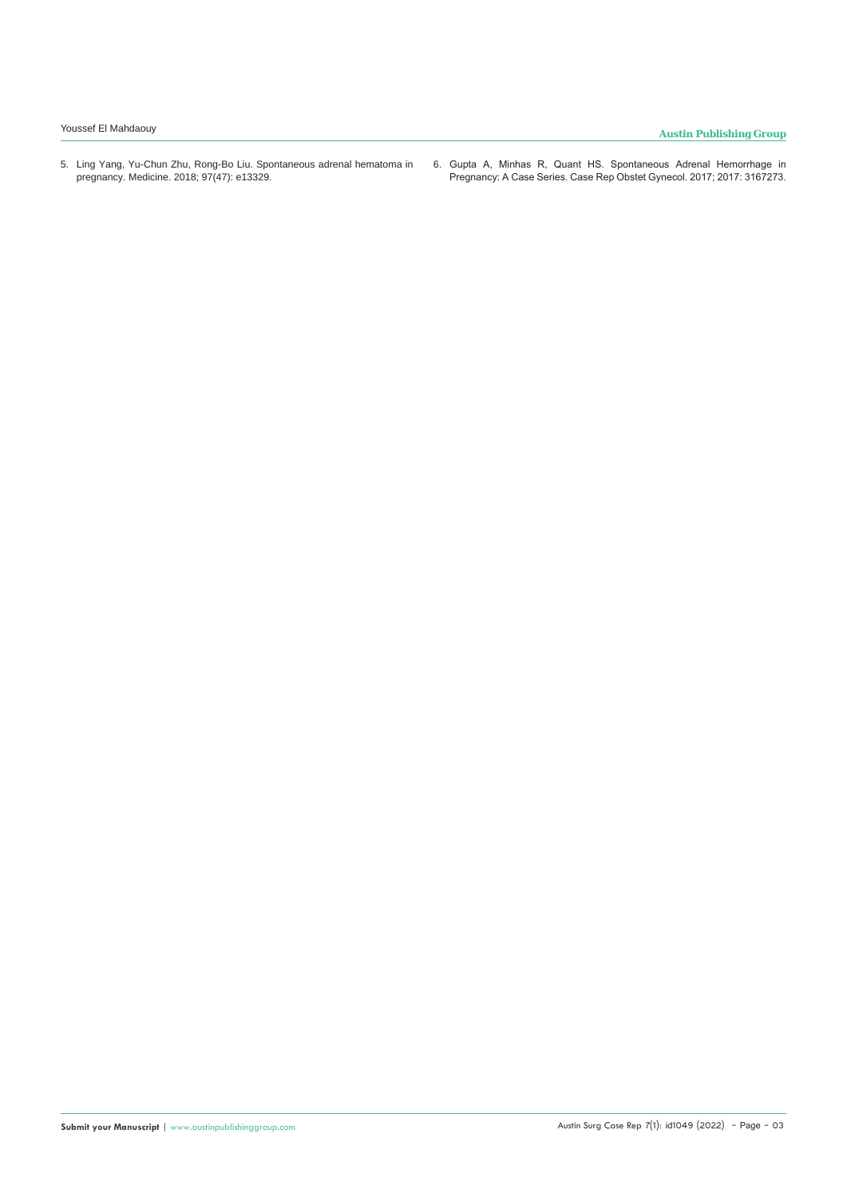5. Ling Yang, Yu-Chun Zhu, Rong-Bo Liu. Spontaneous adrenal hematoma in pregnancy. Medicine. 2018; 97(47): e13329.

6. Gupta A, Minhas R, Quant HS. Spontaneous Adrenal Hemorrhage in Pregnancy: A Case Series. Case Rep Obstet Gynecol. 2017; 2017: 3167273.